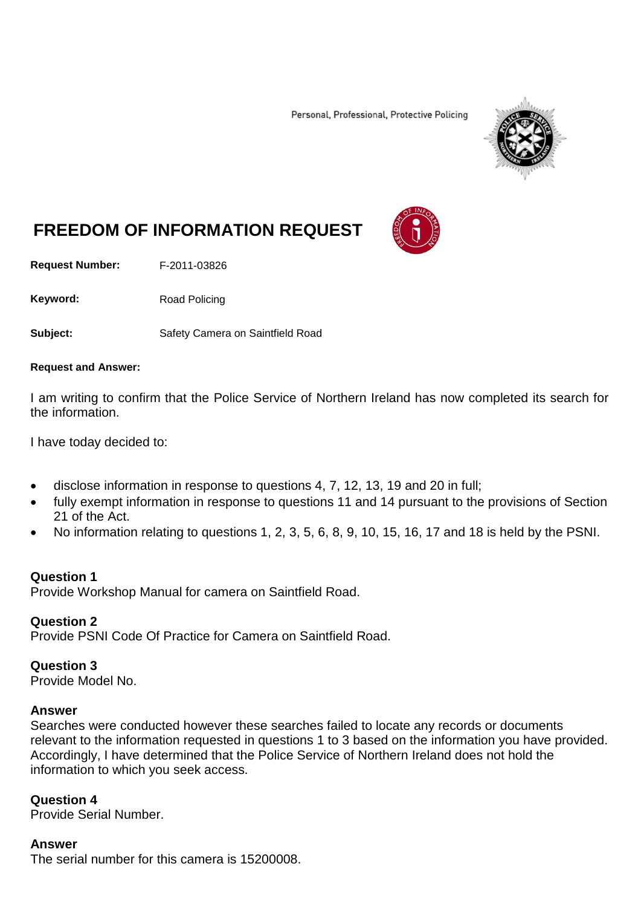Personal, Professional, Protective Policing

# FREEDOM OF INFORMATION REQUEST

**Request Number:** F-2011-03826

**Keyword:** Road Policing

**Subject:** Safety Camera on Saintfield Road

**Request and Answer:**

I am writing to confirm that the Police Service of Northern Ireland has now completed its search for the information.

I have today decided to:

- disclose information in response to questions 4, 7, 12, 13, 19 and 20 in full;
- fully exempt information in response to questions 11 and 14 pursuant to the provisions of Section 21 of the Act.
- No information relating to questions 1, 2, 3, 5, 6, 8, 9, 10, 15, 16, 17 and 18 is held by the PSNI.

**Question 1**
Provide Workshop Manual for camera on Saintfield Road.

**Question 2**
Provide PSNI Code Of Practice for Camera on Saintfield Road.

**Question 3**
Provide Model No.

**Answer**
Searches were conducted however these searches failed to locate any records or documents relevant to the information requested in questions 1 to 3 based on the information you have provided. Accordingly, I have determined that the Police Service of Northern Ireland does not hold the information to which you seek access.

**Question 4**
Provide Serial Number.

**Answer**
The serial number for this camera is 15200008.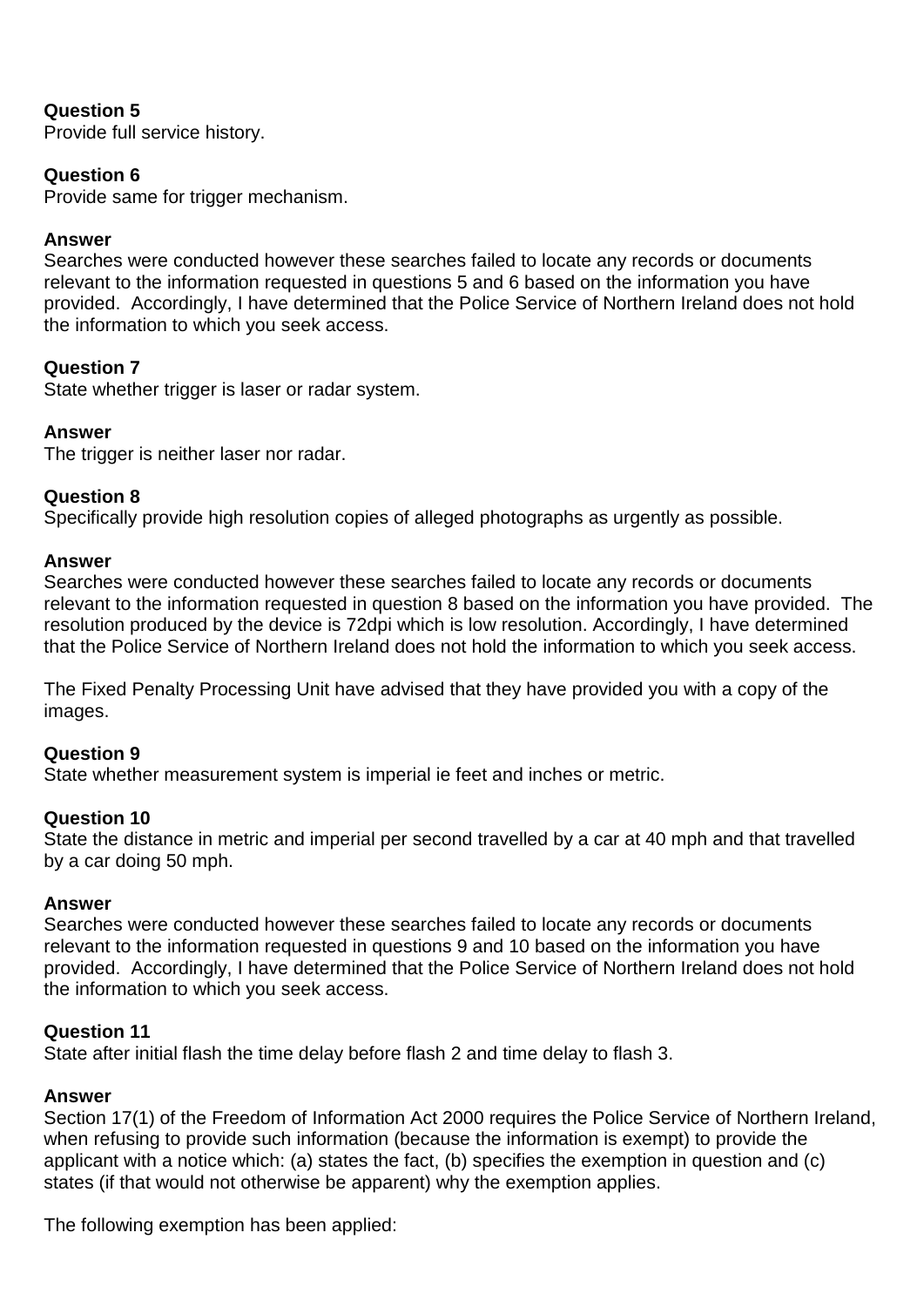**Question 5**
Provide full service history.

**Question 6**
Provide same for trigger mechanism.

**Answer**
Searches were conducted however these searches failed to locate any records or documents relevant to the information requested in questions 5 and 6 based on the information you have provided. Accordingly, I have determined that the Police Service of Northern Ireland does not hold the information to which you seek access.

**Question 7**
State whether trigger is laser or radar system.

**Answer**
The trigger is neither laser nor radar.

**Question 8**
Specifically provide high resolution copies of alleged photographs as urgently as possible.

**Answer**
Searches were conducted however these searches failed to locate any records or documents relevant to the information requested in question 8 based on the information you have provided. The resolution produced by the device is 72dpi which is low resolution. Accordingly, I have determined that the Police Service of Northern Ireland does not hold the information to which you seek access.

The Fixed Penalty Processing Unit have advised that they have provided you with a copy of the images.

**Question 9**
State whether measurement system is imperial ie feet and inches or metric.

**Question 10**
State the distance in metric and imperial per second travelled by a car at 40 mph and that travelled by a car doing 50 mph.

**Answer**
Searches were conducted however these searches failed to locate any records or documents relevant to the information requested in questions 9 and 10 based on the information you have provided. Accordingly, I have determined that the Police Service of Northern Ireland does not hold the information to which you seek access.

**Question 11**
State after initial flash the time delay before flash 2 and time delay to flash 3.

**Answer**
Section 17(1) of the Freedom of Information Act 2000 requires the Police Service of Northern Ireland, when refusing to provide such information (because the information is exempt) to provide the applicant with a notice which: (a) states the fact, (b) specifies the exemption in question and (c) states (if that would not otherwise be apparent) why the exemption applies.

The following exemption has been applied: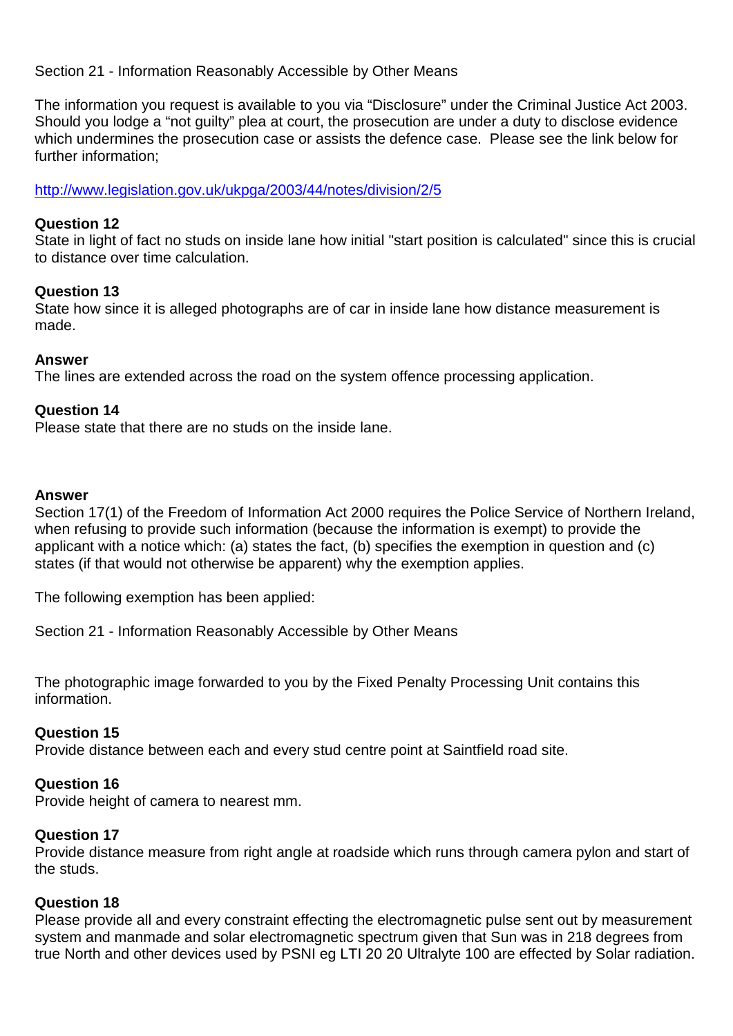Section 21 - Information Reasonably Accessible by Other Means

The information you request is available to you via “Disclosure” under the Criminal Justice Act 2003. Should you lodge a “not guilty” plea at court, the prosecution are under a duty to disclose evidence which undermines the prosecution case or assists the defence case. Please see the link below for further information;

http://www.legislation.gov.uk/ukpga/2003/44/notes/division/2/5

**Question 12**
State in light of fact no studs on inside lane how initial "start position is calculated" since this is crucial to distance over time calculation.

**Question 13**
State how since it is alleged photographs are of car in inside lane how distance measurement is made.

**Answer**
The lines are extended across the road on the system offence processing application.

**Question 14**
Please state that there are no studs on the inside lane.

**Answer**
Section 17(1) of the Freedom of Information Act 2000 requires the Police Service of Northern Ireland, when refusing to provide such information (because the information is exempt) to provide the applicant with a notice which: (a) states the fact, (b) specifies the exemption in question and (c) states (if that would not otherwise be apparent) why the exemption applies.

The following exemption has been applied:

Section 21 - Information Reasonably Accessible by Other Means

The photographic image forwarded to you by the Fixed Penalty Processing Unit contains this information.

**Question 15**
Provide distance between each and every stud centre point at Saintfield road site.

**Question 16**
Provide height of camera to nearest mm.

**Question 17**
Provide distance measure from right angle at roadside which runs through camera pylon and start of the studs.

**Question 18**
Please provide all and every constraint effecting the electromagnetic pulse sent out by measurement system and manmade and solar electromagnetic spectrum given that Sun was in 218 degrees from true North and other devices used by PSNI eg LTI 20 20 Ultralyte 100 are effected by Solar radiation.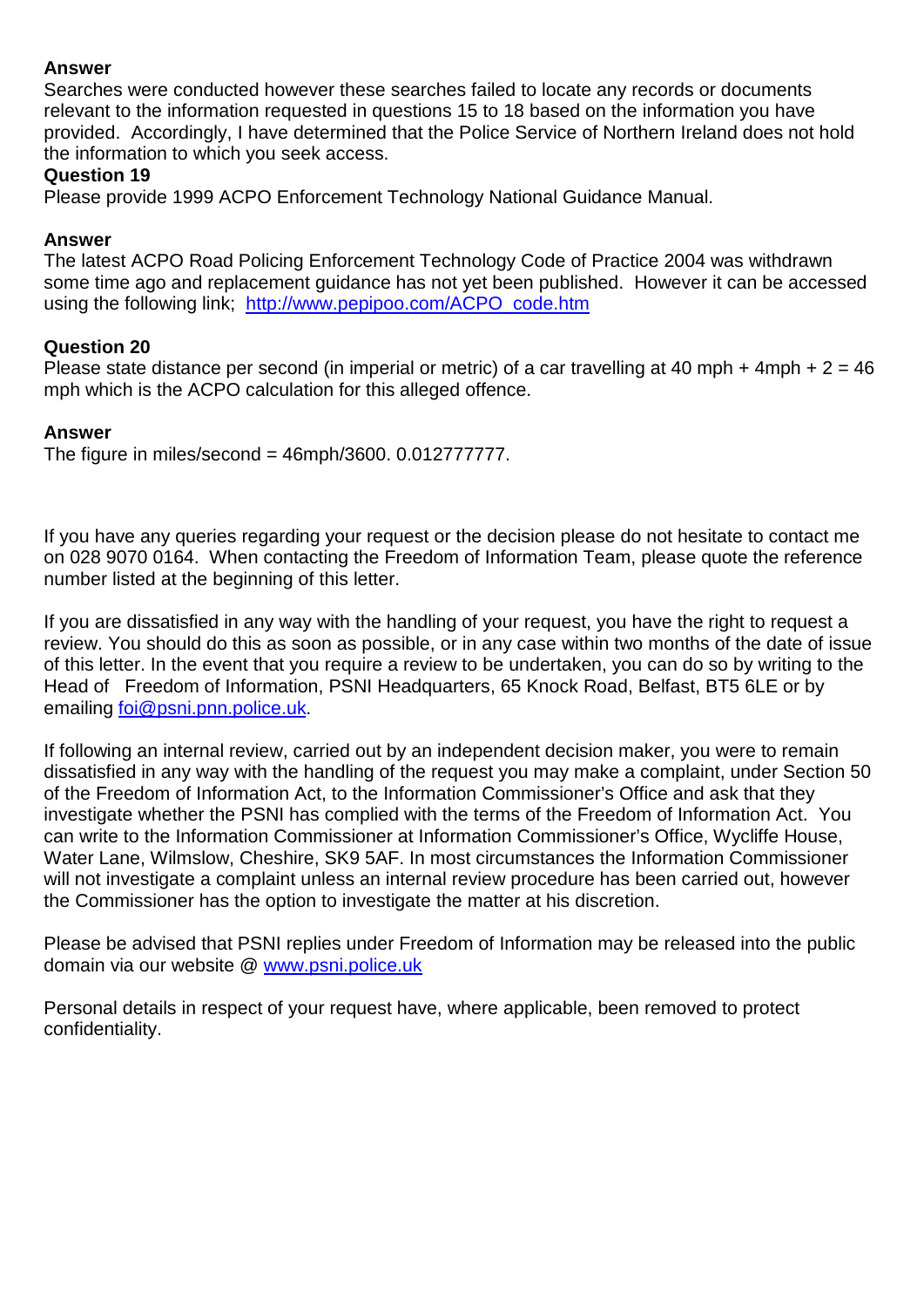**Answer**

Searches were conducted however these searches failed to locate any records or documents relevant to the information requested in questions 15 to 18 based on the information you have provided. Accordingly, I have determined that the Police Service of Northern Ireland does not hold the information to which you seek access.

**Question 19**

Please provide 1999 ACPO Enforcement Technology National Guidance Manual.

**Answer**

The latest ACPO Road Policing Enforcement Technology Code of Practice 2004 was withdrawn some time ago and replacement guidance has not yet been published. However it can be accessed using the following link; [http://www.pepipoo.com/ACPO_code.htm](http://www.pepipoo.com/ACPO_code.htm)

**Question 20**

Please state distance per second (in imperial or metric) of a car travelling at 40 mph + 4mph + 2 = 46 mph which is the ACPO calculation for this alleged offence.

**Answer**

The figure in miles/second = 46mph/3600. 0.012777777.

If you have any queries regarding your request or the decision please do not hesitate to contact me on 028 9070 0164. When contacting the Freedom of Information Team, please quote the reference number listed at the beginning of this letter.

If you are dissatisfied in any way with the handling of your request, you have the right to request a review. You should do this as soon as possible, or in any case within two months of the date of issue of this letter. In the event that you require a review to be undertaken, you can do so by writing to the Head of Freedom of Information, PSNI Headquarters, 65 Knock Road, Belfast, BT5 6LE or by emailing [foi@psni.pnn.police.uk](mailto:foi@psni.pnn.police.uk).

If following an internal review, carried out by an independent decision maker, you were to remain dissatisfied in any way with the handling of the request you may make a complaint, under Section 50 of the Freedom of Information Act, to the Information Commissioner's Office and ask that they investigate whether the PSNI has complied with the terms of the Freedom of Information Act. You can write to the Information Commissioner at Information Commissioner's Office, Wycliffe House, Water Lane, Wilmslow, Cheshire, SK9 5AF. In most circumstances the Information Commissioner will not investigate a complaint unless an internal review procedure has been carried out, however the Commissioner has the option to investigate the matter at his discretion.

Please be advised that PSNI replies under Freedom of Information may be released into the public domain via our website @ [www.psni.police.uk](http://www.psni.police.uk)

Personal details in respect of your request have, where applicable, been removed to protect confidentiality.